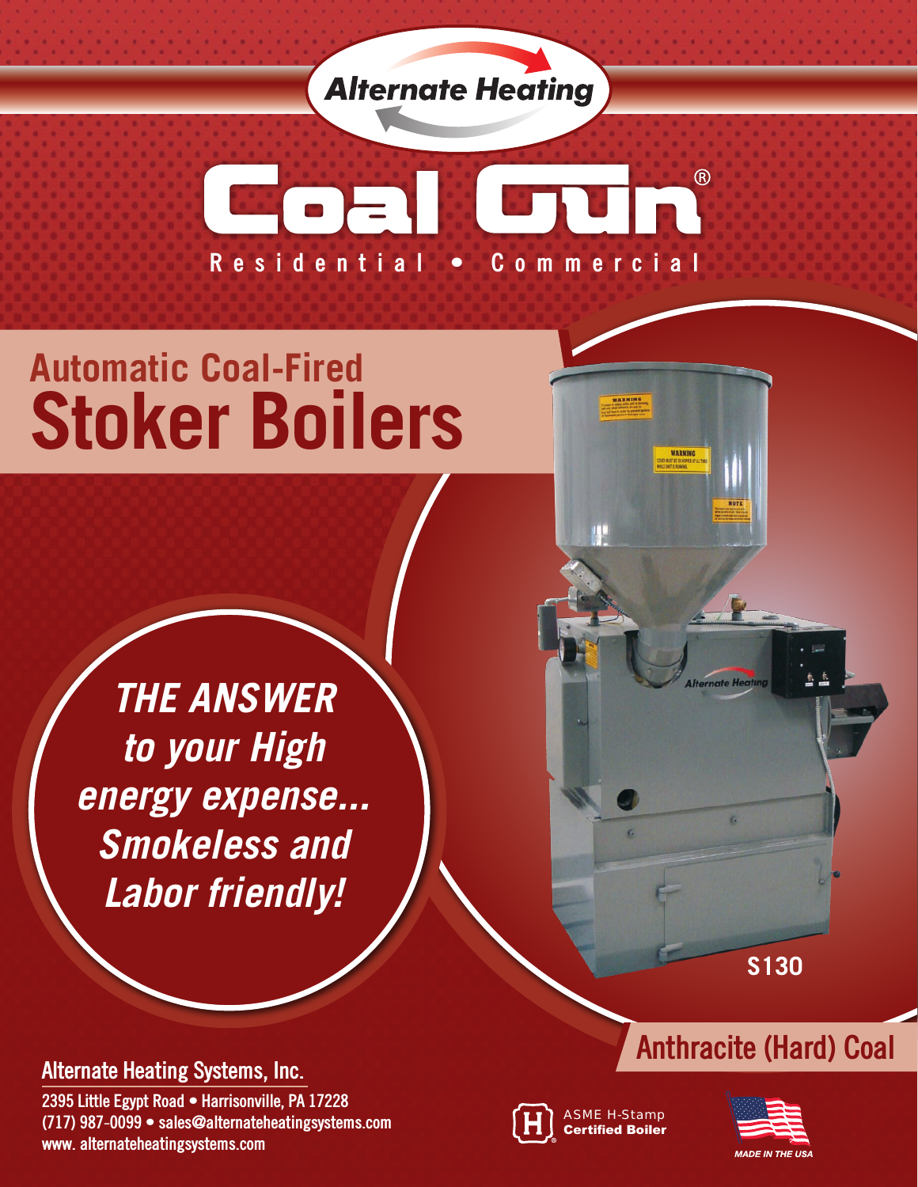Alternate Heating

# Coal Gun®

Residential • Commercial

## Automatic Coal-Fired
# Stoker Boilers

***THE ANSWER to your High energy expense... Smokeless and Labor friendly!***

S130

## Anthracite (Hard) Coal

**Alternate Heating Systems, Inc.**

2395 Little Egypt Road • Harrisonville, PA 17228
(717) 987-0099 • sales@alternateheatingsystems.com
www. alternateheatingsystems.com

ASME H-Stamp **Certified Boiler**

*MADE IN THE USA*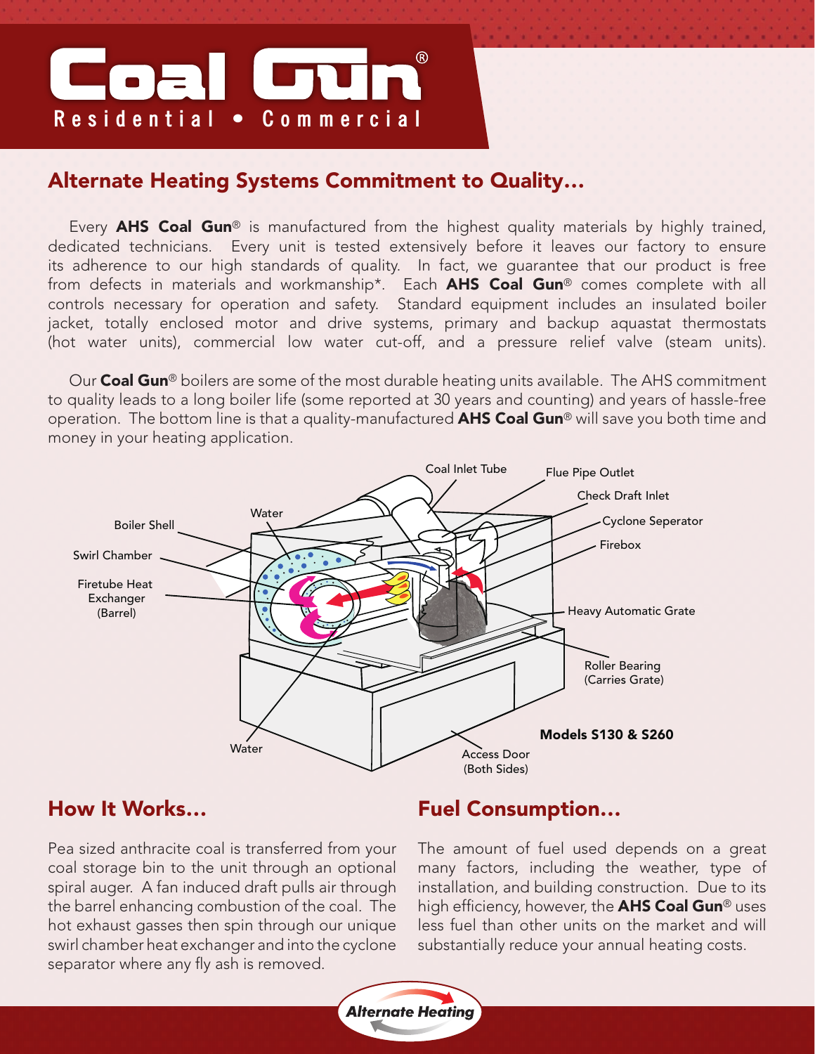# Coal Gun®

Residential • Commercial

## Alternate Heating Systems Commitment to Quality...

Every **AHS Coal Gun**® is manufactured from the highest quality materials by highly trained, dedicated technicians. Every unit is tested extensively before it leaves our factory to ensure its adherence to our high standards of quality. In fact, we guarantee that our product is free from defects in materials and workmanship*. Each **AHS Coal Gun**® comes complete with all controls necessary for operation and safety. Standard equipment includes an insulated boiler jacket, totally enclosed motor and drive systems, primary and backup aquastat thermostats (hot water units), commercial low water cut-off, and a pressure relief valve (steam units).

Our **Coal Gun**® boilers are some of the most durable heating units available. The AHS commitment to quality leads to a long boiler life (some reported at 30 years and counting) and years of hassle-free operation. The bottom line is that a quality-manufactured **AHS Coal Gun**® will save you both time and money in your heating application.

Coal Inlet Tube
Flue Pipe Outlet
Check Draft Inlet
Cyclone Seperator
Firebox
Water
Boiler Shell
Swirl Chamber
Firetube Heat Exchanger (Barrel)
Heavy Automatic Grate
Roller Bearing (Carries Grate)
Water
Access Door (Both Sides)

**Models S130 & S260**

## How It Works...

Pea sized anthracite coal is transferred from your coal storage bin to the unit through an optional spiral auger. A fan induced draft pulls air through the barrel enhancing combustion of the coal. The hot exhaust gasses then spin through our unique swirl chamber heat exchanger and into the cyclone separator where any fly ash is removed.

## Fuel Consumption...

The amount of fuel used depends on a great many factors, including the weather, type of installation, and building construction. Due to its high efficiency, however, the **AHS Coal Gun**® uses less fuel than other units on the market and will substantially reduce your annual heating costs.

*Alternate Heating*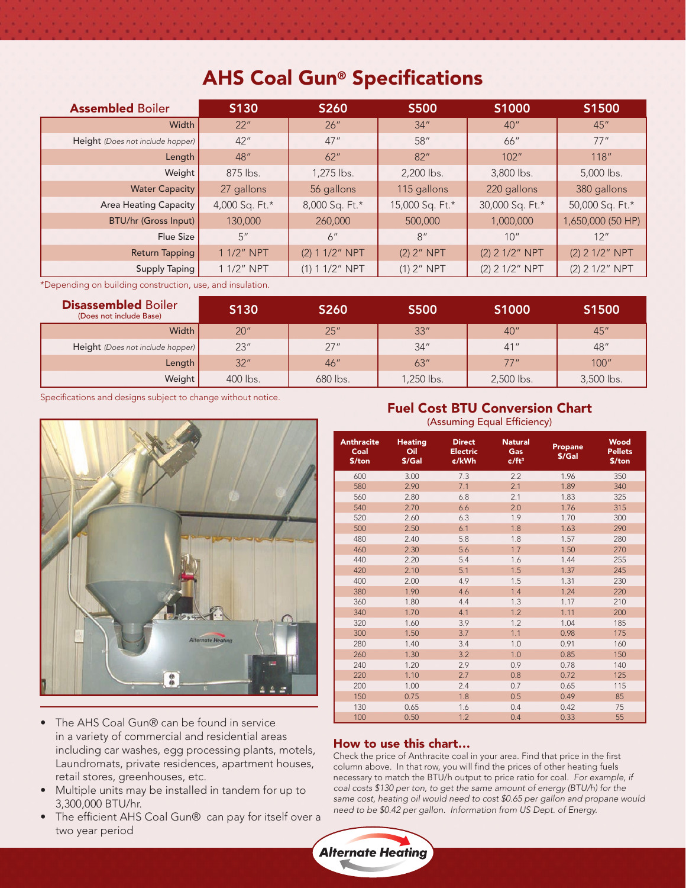# AHS Coal Gun® Specifications

| **Assembled** Boiler | S130 | S260 | S500 | S1000 | S1500 |
|---|---|---|---|---|---|
| Width | 22" | 26" | 34" | 40" | 45" |
| Height *(Does not include hopper)* | 42" | 47" | 58" | 66" | 77" |
| Length | 48" | 62" | 82" | 102" | 118" |
| Weight | 875 lbs. | 1,275 lbs. | 2,200 lbs. | 3,800 lbs. | 5,000 lbs. |
| Water Capacity | 27 gallons | 56 gallons | 115 gallons | 220 gallons | 380 gallons |
| Area Heating Capacity | 4,000 Sq. Ft.* | 8,000 Sq. Ft.* | 15,000 Sq. Ft.* | 30,000 Sq. Ft.* | 50,000 Sq. Ft.* |
| BTU/hr (Gross Input) | 130,000 | 260,000 | 500,000 | 1,000,000 | 1,650,000 (50 HP) |
| Flue Size | 5" | 6" | 8" | 10" | 12" |
| Return Tapping | 1 1/2" NPT | (2) 1 1/2" NPT | (2) 2" NPT | (2) 2 1/2" NPT | (2) 2 1/2" NPT |
| Supply Taping | 1 1/2" NPT | (1) 1 1/2" NPT | (1) 2" NPT | (2) 2 1/2" NPT | (2) 2 1/2" NPT |

*Depending on building construction, use, and insulation.

| **Disassembled** Boiler (Does not include Base) | S130 | S260 | S500 | S1000 | S1500 |
|---|---|---|---|---|---|
| Width | 20" | 25" | 33" | 40" | 45" |
| Height *(Does not include hopper)* | 23" | 27" | 34" | 41" | 48" |
| Length | 32" | 46" | 63" | 77" | 100" |
| Weight | 400 lbs. | 680 lbs. | 1,250 lbs. | 2,500 lbs. | 3,500 lbs. |

Specifications and designs subject to change without notice.

- The AHS Coal Gun® can be found in service in a variety of commercial and residential areas including car washes, egg processing plants, motels, Laundromats, private residences, apartment houses, retail stores, greenhouses, etc.
- Multiple units may be installed in tandem for up to 3,300,000 BTU/hr.
- The efficient AHS Coal Gun® can pay for itself over a two year period

## Fuel Cost BTU Conversion Chart

(Assuming Equal Efficiency)

| Anthracite Coal $/ton | Heating Oil $/Gal | Direct Electric ¢/kWh | Natural Gas ¢/ft³ | Propane $/Gal | Wood Pellets $/ton |
|---|---|---|---|---|---|
| 600 | 3.00 | 7.3 | 2.2 | 1.96 | 350 |
| 580 | 2.90 | 7.1 | 2.1 | 1.89 | 340 |
| 560 | 2.80 | 6.8 | 2.1 | 1.83 | 325 |
| 540 | 2.70 | 6.6 | 2.0 | 1.76 | 315 |
| 520 | 2.60 | 6.3 | 1.9 | 1.70 | 300 |
| 500 | 2.50 | 6.1 | 1.8 | 1.63 | 290 |
| 480 | 2.40 | 5.8 | 1.8 | 1.57 | 280 |
| 460 | 2.30 | 5.6 | 1.7 | 1.50 | 270 |
| 440 | 2.20 | 5.4 | 1.6 | 1.44 | 255 |
| 420 | 2.10 | 5.1 | 1.5 | 1.37 | 245 |
| 400 | 2.00 | 4.9 | 1.5 | 1.31 | 230 |
| 380 | 1.90 | 4.6 | 1.4 | 1.24 | 220 |
| 360 | 1.80 | 4.4 | 1.3 | 1.17 | 210 |
| 340 | 1.70 | 4.1 | 1.2 | 1.11 | 200 |
| 320 | 1.60 | 3.9 | 1.2 | 1.04 | 185 |
| 300 | 1.50 | 3.7 | 1.1 | 0.98 | 175 |
| 280 | 1.40 | 3.4 | 1.0 | 0.91 | 160 |
| 260 | 1.30 | 3.2 | 1.0 | 0.85 | 150 |
| 240 | 1.20 | 2.9 | 0.9 | 0.78 | 140 |
| 220 | 1.10 | 2.7 | 0.8 | 0.72 | 125 |
| 200 | 1.00 | 2.4 | 0.7 | 0.65 | 115 |
| 150 | 0.75 | 1.8 | 0.5 | 0.49 | 85 |
| 130 | 0.65 | 1.6 | 0.4 | 0.42 | 75 |
| 100 | 0.50 | 1.2 | 0.4 | 0.33 | 55 |

### How to use this chart...

Check the price of Anthracite coal in your area. Find that price in the first column above. In that row, you will find the prices of other heating fuels necessary to match the BTU/h output to price ratio for coal. *For example, if coal costs $130 per ton, to get the same amount of energy (BTU/h) for the same cost, heating oil would need to cost $0.65 per gallon and propane would need to be $0.42 per gallon. Information from US Dept. of Energy.*

Alternate Heating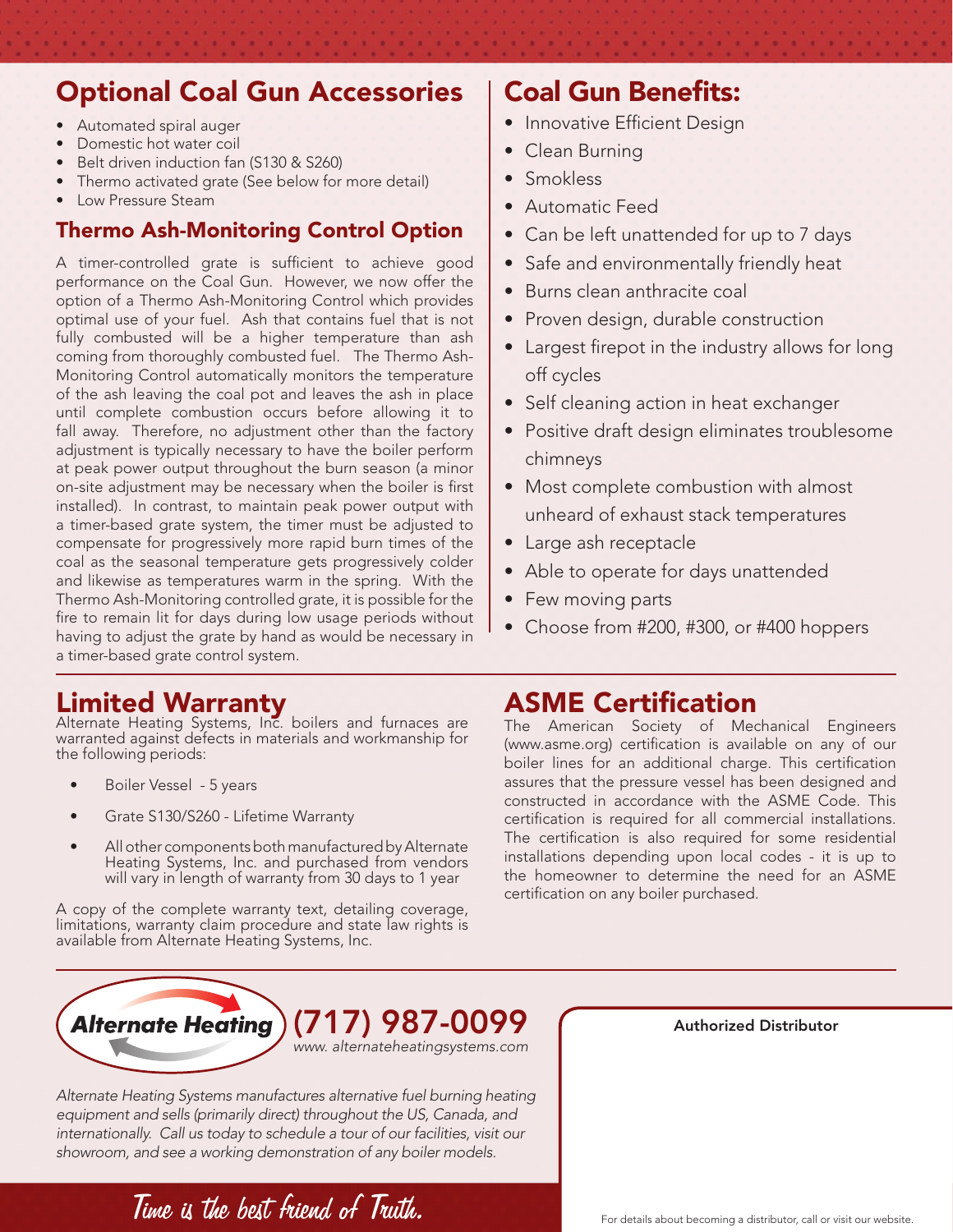## Optional Coal Gun Accessories

- Automated spiral auger
- Domestic hot water coil
- Belt driven induction fan (S130 & S260)
- Thermo activated grate (See below for more detail)
- Low Pressure Steam

### Thermo Ash-Monitoring Control Option

A timer-controlled grate is sufficient to achieve good performance on the Coal Gun. However, we now offer the option of a Thermo Ash-Monitoring Control which provides optimal use of your fuel. Ash that contains fuel that is not fully combusted will be a higher temperature than ash coming from thoroughly combusted fuel. The Thermo Ash-Monitoring Control automatically monitors the temperature of the ash leaving the coal pot and leaves the ash in place until complete combustion occurs before allowing it to fall away. Therefore, no adjustment other than the factory adjustment is typically necessary to have the boiler perform at peak power output throughout the burn season (a minor on-site adjustment may be necessary when the boiler is first installed). In contrast, to maintain peak power output with a timer-based grate system, the timer must be adjusted to compensate for progressively more rapid burn times of the coal as the seasonal temperature gets progressively colder and likewise as temperatures warm in the spring. With the Thermo Ash-Monitoring controlled grate, it is possible for the fire to remain lit for days during low usage periods without having to adjust the grate by hand as would be necessary in a timer-based grate control system.

## Coal Gun Benefits:

- Innovative Efficient Design
- Clean Burning
- Smokless
- Automatic Feed
- Can be left unattended for up to 7 days
- Safe and environmentally friendly heat
- Burns clean anthracite coal
- Proven design, durable construction
- Largest firepot in the industry allows for long off cycles
- Self cleaning action in heat exchanger
- Positive draft design eliminates troublesome chimneys
- Most complete combustion with almost unheard of exhaust stack temperatures
- Large ash receptacle
- Able to operate for days unattended
- Few moving parts
- Choose from #200, #300, or #400 hoppers

## Limited Warranty

Alternate Heating Systems, Inc. boilers and furnaces are warranted against defects in materials and workmanship for the following periods:

- Boiler Vessel - 5 years
- Grate S130/S260 - Lifetime Warranty
- All other components both manufactured by Alternate Heating Systems, Inc. and purchased from vendors will vary in length of warranty from 30 days to 1 year

A copy of the complete warranty text, detailing coverage, limitations, warranty claim procedure and state law rights is available from Alternate Heating Systems, Inc.

## ASME Certification

The American Society of Mechanical Engineers (www.asme.org) certification is available on any of our boiler lines for an additional charge. This certification assures that the pressure vessel has been designed and constructed in accordance with the ASME Code. This certification is required for all commercial installations. The certification is also required for some residential installations depending upon local codes - it is up to the homeowner to determine the need for an ASME certification on any boiler purchased.

**Alternate Heating**

**(717) 987-0099**

*www. alternateheatingsystems.com*

*Alternate Heating Systems manufactures alternative fuel burning heating equipment and sells (primarily direct) throughout the US, Canada, and internationally. Call us today to schedule a tour of our facilities, visit our showroom, and see a working demonstration of any boiler models.*

**Authorized Distributor**

Time is the best friend of Truth.

For details about becoming a distributor, call or visit our website.